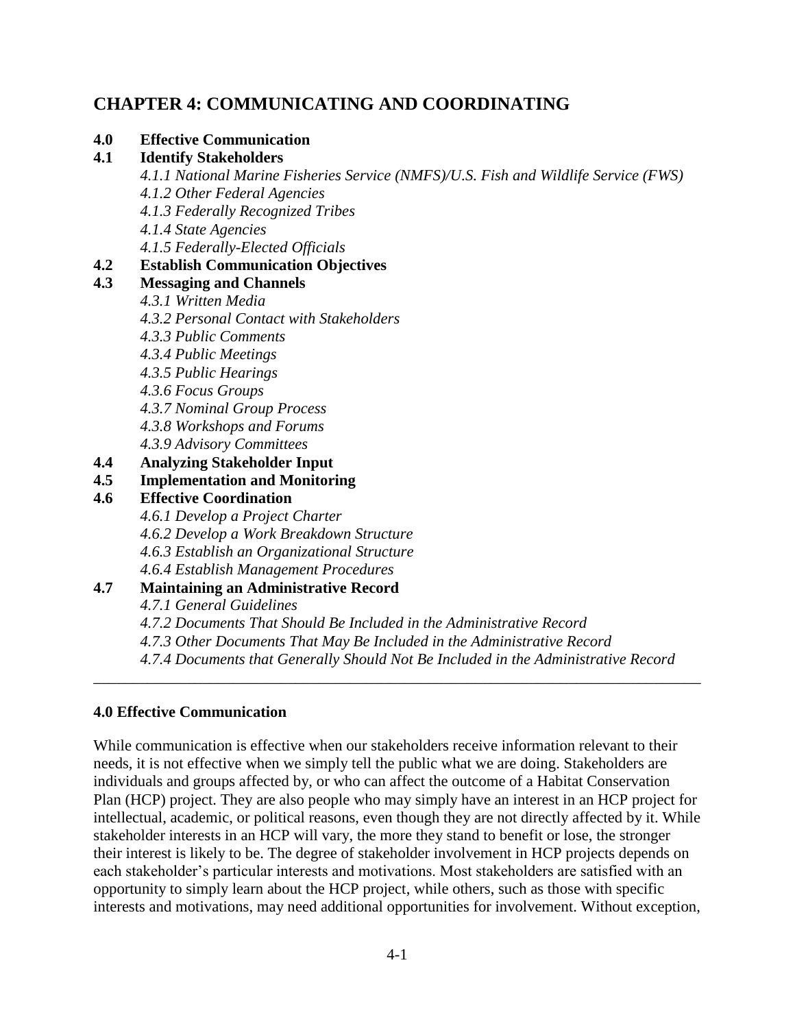# CHAPTER 4: COMMUNICATING AND COORDINATING

**4.0 Effective Communication**

**4.1 Identify Stakeholders**

*4.1.1 National Marine Fisheries Service (NMFS)/U.S. Fish and Wildlife Service (FWS)*
*4.1.2 Other Federal Agencies*
*4.1.3 Federally Recognized Tribes*
*4.1.4 State Agencies*
*4.1.5 Federally-Elected Officials*

**4.2 Establish Communication Objectives**

**4.3 Messaging and Channels**

*4.3.1 Written Media*
*4.3.2 Personal Contact with Stakeholders*
*4.3.3 Public Comments*
*4.3.4 Public Meetings*
*4.3.5 Public Hearings*
*4.3.6 Focus Groups*
*4.3.7 Nominal Group Process*
*4.3.8 Workshops and Forums*
*4.3.9 Advisory Committees*

**4.4 Analyzing Stakeholder Input**

**4.5 Implementation and Monitoring**

**4.6 Effective Coordination**

*4.6.1 Develop a Project Charter*
*4.6.2 Develop a Work Breakdown Structure*
*4.6.3 Establish an Organizational Structure*
*4.6.4 Establish Management Procedures*

**4.7 Maintaining an Administrative Record**

*4.7.1 General Guidelines*
*4.7.2 Documents That Should Be Included in the Administrative Record*
*4.7.3 Other Documents That May Be Included in the Administrative Record*
*4.7.4 Documents that Generally Should Not Be Included in the Administrative Record*

---

## 4.0 Effective Communication

While communication is effective when our stakeholders receive information relevant to their needs, it is not effective when we simply tell the public what we are doing. Stakeholders are individuals and groups affected by, or who can affect the outcome of a Habitat Conservation Plan (HCP) project. They are also people who may simply have an interest in an HCP project for intellectual, academic, or political reasons, even though they are not directly affected by it. While stakeholder interests in an HCP will vary, the more they stand to benefit or lose, the stronger their interest is likely to be. The degree of stakeholder involvement in HCP projects depends on each stakeholder's particular interests and motivations. Most stakeholders are satisfied with an opportunity to simply learn about the HCP project, while others, such as those with specific interests and motivations, may need additional opportunities for involvement. Without exception,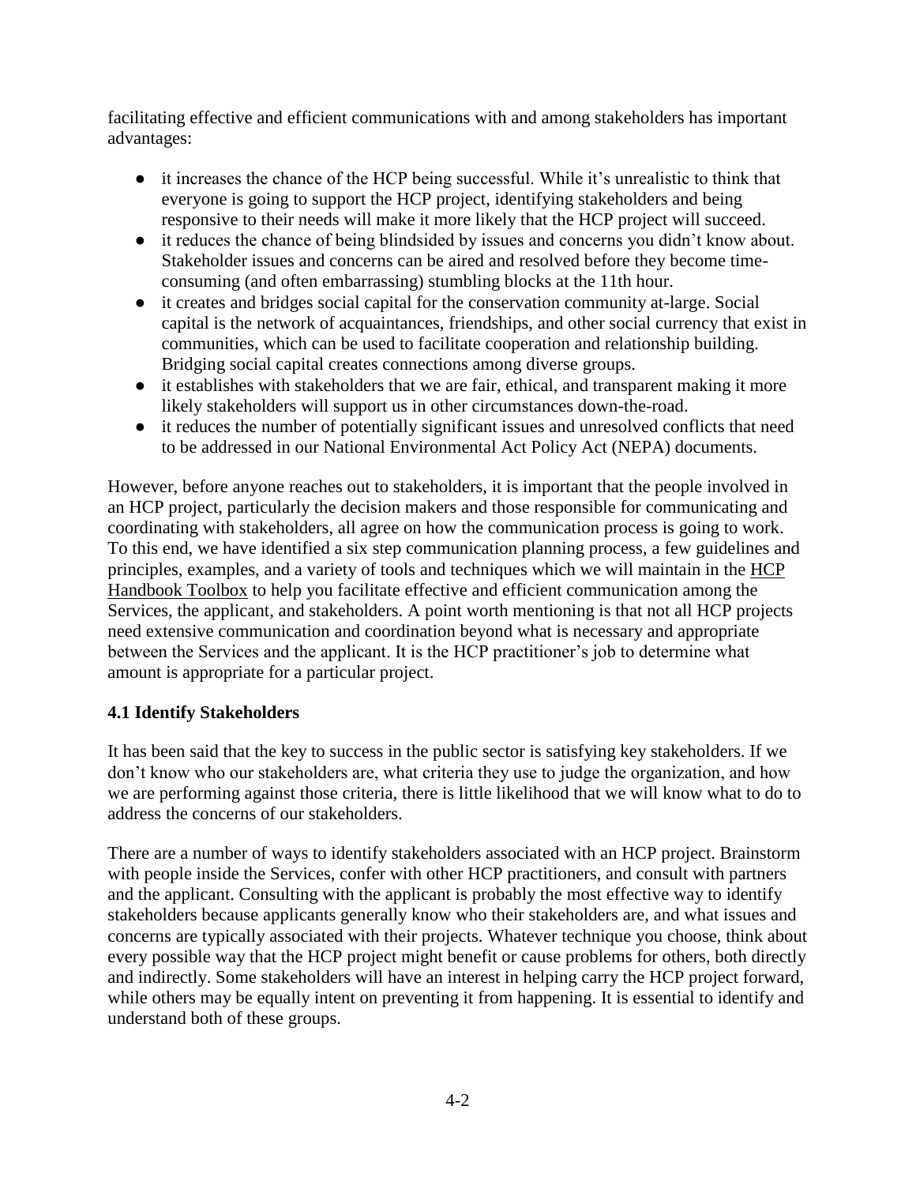facilitating effective and efficient communications with and among stakeholders has important advantages:

- it increases the chance of the HCP being successful. While it's unrealistic to think that everyone is going to support the HCP project, identifying stakeholders and being responsive to their needs will make it more likely that the HCP project will succeed.
- it reduces the chance of being blindsided by issues and concerns you didn't know about. Stakeholder issues and concerns can be aired and resolved before they become time-consuming (and often embarrassing) stumbling blocks at the 11th hour.
- it creates and bridges social capital for the conservation community at-large. Social capital is the network of acquaintances, friendships, and other social currency that exist in communities, which can be used to facilitate cooperation and relationship building. Bridging social capital creates connections among diverse groups.
- it establishes with stakeholders that we are fair, ethical, and transparent making it more likely stakeholders will support us in other circumstances down-the-road.
- it reduces the number of potentially significant issues and unresolved conflicts that need to be addressed in our National Environmental Act Policy Act (NEPA) documents.

However, before anyone reaches out to stakeholders, it is important that the people involved in an HCP project, particularly the decision makers and those responsible for communicating and coordinating with stakeholders, all agree on how the communication process is going to work. To this end, we have identified a six step communication planning process, a few guidelines and principles, examples, and a variety of tools and techniques which we will maintain in the HCP Handbook Toolbox to help you facilitate effective and efficient communication among the Services, the applicant, and stakeholders. A point worth mentioning is that not all HCP projects need extensive communication and coordination beyond what is necessary and appropriate between the Services and the applicant. It is the HCP practitioner's job to determine what amount is appropriate for a particular project.

### 4.1 Identify Stakeholders

It has been said that the key to success in the public sector is satisfying key stakeholders. If we don't know who our stakeholders are, what criteria they use to judge the organization, and how we are performing against those criteria, there is little likelihood that we will know what to do to address the concerns of our stakeholders.

There are a number of ways to identify stakeholders associated with an HCP project. Brainstorm with people inside the Services, confer with other HCP practitioners, and consult with partners and the applicant. Consulting with the applicant is probably the most effective way to identify stakeholders because applicants generally know who their stakeholders are, and what issues and concerns are typically associated with their projects. Whatever technique you choose, think about every possible way that the HCP project might benefit or cause problems for others, both directly and indirectly. Some stakeholders will have an interest in helping carry the HCP project forward, while others may be equally intent on preventing it from happening. It is essential to identify and understand both of these groups.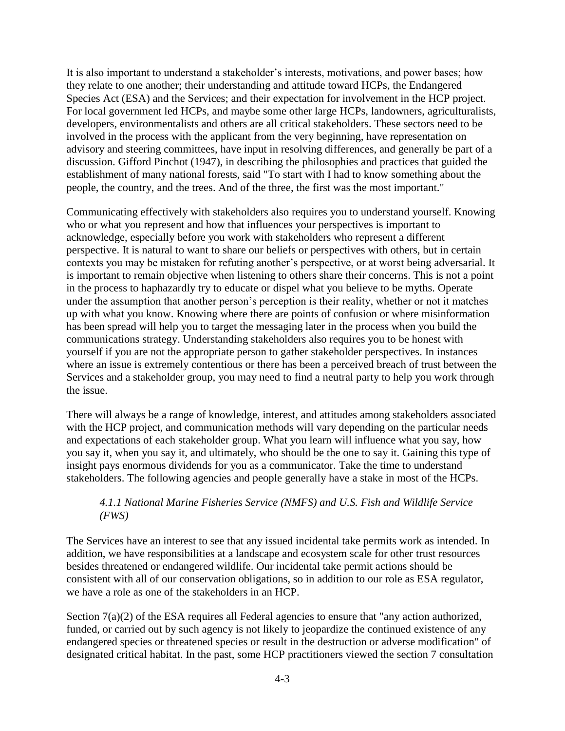It is also important to understand a stakeholder's interests, motivations, and power bases; how they relate to one another; their understanding and attitude toward HCPs, the Endangered Species Act (ESA) and the Services; and their expectation for involvement in the HCP project. For local government led HCPs, and maybe some other large HCPs, landowners, agriculturalists, developers, environmentalists and others are all critical stakeholders. These sectors need to be involved in the process with the applicant from the very beginning, have representation on advisory and steering committees, have input in resolving differences, and generally be part of a discussion. Gifford Pinchot (1947), in describing the philosophies and practices that guided the establishment of many national forests, said "To start with I had to know something about the people, the country, and the trees. And of the three, the first was the most important."

Communicating effectively with stakeholders also requires you to understand yourself. Knowing who or what you represent and how that influences your perspectives is important to acknowledge, especially before you work with stakeholders who represent a different perspective. It is natural to want to share our beliefs or perspectives with others, but in certain contexts you may be mistaken for refuting another's perspective, or at worst being adversarial. It is important to remain objective when listening to others share their concerns. This is not a point in the process to haphazardly try to educate or dispel what you believe to be myths. Operate under the assumption that another person's perception is their reality, whether or not it matches up with what you know. Knowing where there are points of confusion or where misinformation has been spread will help you to target the messaging later in the process when you build the communications strategy. Understanding stakeholders also requires you to be honest with yourself if you are not the appropriate person to gather stakeholder perspectives. In instances where an issue is extremely contentious or there has been a perceived breach of trust between the Services and a stakeholder group, you may need to find a neutral party to help you work through the issue.

There will always be a range of knowledge, interest, and attitudes among stakeholders associated with the HCP project, and communication methods will vary depending on the particular needs and expectations of each stakeholder group. What you learn will influence what you say, how you say it, when you say it, and ultimately, who should be the one to say it. Gaining this type of insight pays enormous dividends for you as a communicator. Take the time to understand stakeholders. The following agencies and people generally have a stake in most of the HCPs.

### *4.1.1 National Marine Fisheries Service (NMFS) and U.S. Fish and Wildlife Service (FWS)*

The Services have an interest to see that any issued incidental take permits work as intended. In addition, we have responsibilities at a landscape and ecosystem scale for other trust resources besides threatened or endangered wildlife. Our incidental take permit actions should be consistent with all of our conservation obligations, so in addition to our role as ESA regulator, we have a role as one of the stakeholders in an HCP.

Section 7(a)(2) of the ESA requires all Federal agencies to ensure that "any action authorized, funded, or carried out by such agency is not likely to jeopardize the continued existence of any endangered species or threatened species or result in the destruction or adverse modification" of designated critical habitat. In the past, some HCP practitioners viewed the section 7 consultation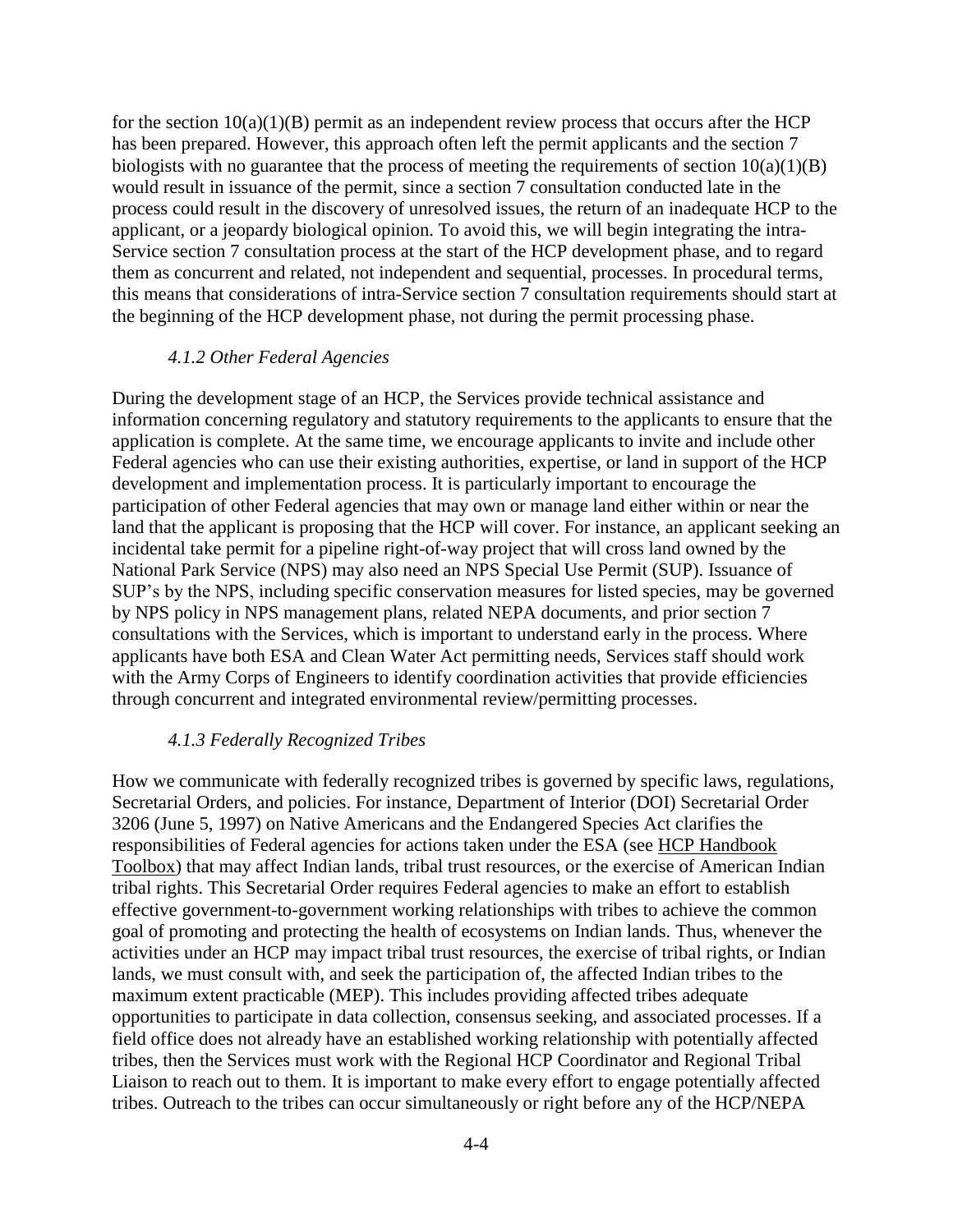for the section 10(a)(1)(B) permit as an independent review process that occurs after the HCP has been prepared. However, this approach often left the permit applicants and the section 7 biologists with no guarantee that the process of meeting the requirements of section 10(a)(1)(B) would result in issuance of the permit, since a section 7 consultation conducted late in the process could result in the discovery of unresolved issues, the return of an inadequate HCP to the applicant, or a jeopardy biological opinion. To avoid this, we will begin integrating the intra-Service section 7 consultation process at the start of the HCP development phase, and to regard them as concurrent and related, not independent and sequential, processes. In procedural terms, this means that considerations of intra-Service section 7 consultation requirements should start at the beginning of the HCP development phase, not during the permit processing phase.

#### *4.1.2 Other Federal Agencies*

During the development stage of an HCP, the Services provide technical assistance and information concerning regulatory and statutory requirements to the applicants to ensure that the application is complete. At the same time, we encourage applicants to invite and include other Federal agencies who can use their existing authorities, expertise, or land in support of the HCP development and implementation process. It is particularly important to encourage the participation of other Federal agencies that may own or manage land either within or near the land that the applicant is proposing that the HCP will cover. For instance, an applicant seeking an incidental take permit for a pipeline right-of-way project that will cross land owned by the National Park Service (NPS) may also need an NPS Special Use Permit (SUP). Issuance of SUP's by the NPS, including specific conservation measures for listed species, may be governed by NPS policy in NPS management plans, related NEPA documents, and prior section 7 consultations with the Services, which is important to understand early in the process. Where applicants have both ESA and Clean Water Act permitting needs, Services staff should work with the Army Corps of Engineers to identify coordination activities that provide efficiencies through concurrent and integrated environmental review/permitting processes.

#### *4.1.3 Federally Recognized Tribes*

How we communicate with federally recognized tribes is governed by specific laws, regulations, Secretarial Orders, and policies. For instance, Department of Interior (DOI) Secretarial Order 3206 (June 5, 1997) on Native Americans and the Endangered Species Act clarifies the responsibilities of Federal agencies for actions taken under the ESA (see HCP Handbook Toolbox) that may affect Indian lands, tribal trust resources, or the exercise of American Indian tribal rights. This Secretarial Order requires Federal agencies to make an effort to establish effective government-to-government working relationships with tribes to achieve the common goal of promoting and protecting the health of ecosystems on Indian lands. Thus, whenever the activities under an HCP may impact tribal trust resources, the exercise of tribal rights, or Indian lands, we must consult with, and seek the participation of, the affected Indian tribes to the maximum extent practicable (MEP). This includes providing affected tribes adequate opportunities to participate in data collection, consensus seeking, and associated processes. If a field office does not already have an established working relationship with potentially affected tribes, then the Services must work with the Regional HCP Coordinator and Regional Tribal Liaison to reach out to them. It is important to make every effort to engage potentially affected tribes. Outreach to the tribes can occur simultaneously or right before any of the HCP/NEPA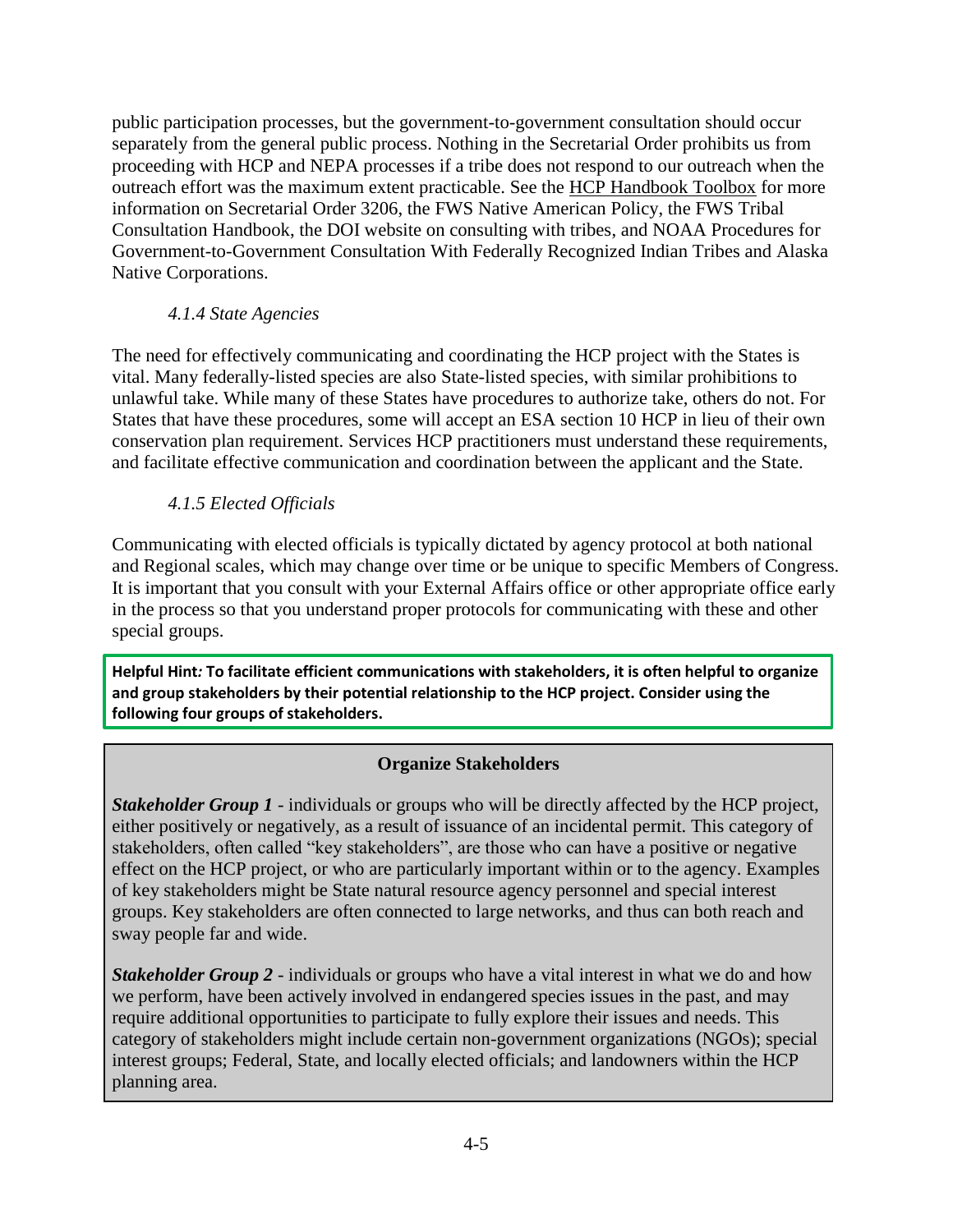public participation processes, but the government-to-government consultation should occur separately from the general public process. Nothing in the Secretarial Order prohibits us from proceeding with HCP and NEPA processes if a tribe does not respond to our outreach when the outreach effort was the maximum extent practicable. See the HCP Handbook Toolbox for more information on Secretarial Order 3206, the FWS Native American Policy, the FWS Tribal Consultation Handbook, the DOI website on consulting with tribes, and NOAA Procedures for Government-to-Government Consultation With Federally Recognized Indian Tribes and Alaska Native Corporations.

#### *4.1.4 State Agencies*

The need for effectively communicating and coordinating the HCP project with the States is vital. Many federally-listed species are also State-listed species, with similar prohibitions to unlawful take. While many of these States have procedures to authorize take, others do not. For States that have these procedures, some will accept an ESA section 10 HCP in lieu of their own conservation plan requirement. Services HCP practitioners must understand these requirements, and facilitate effective communication and coordination between the applicant and the State.

#### *4.1.5 Elected Officials*

Communicating with elected officials is typically dictated by agency protocol at both national and Regional scales, which may change over time or be unique to specific Members of Congress. It is important that you consult with your External Affairs office or other appropriate office early in the process so that you understand proper protocols for communicating with these and other special groups.

**Helpful Hint*:* To facilitate efficient communications with stakeholders, it is often helpful to organize and group stakeholders by their potential relationship to the HCP project. Consider using the following four groups of stakeholders.**

**Organize Stakeholders**

***Stakeholder Group 1*** - individuals or groups who will be directly affected by the HCP project, either positively or negatively, as a result of issuance of an incidental permit. This category of stakeholders, often called "key stakeholders", are those who can have a positive or negative effect on the HCP project, or who are particularly important within or to the agency. Examples of key stakeholders might be State natural resource agency personnel and special interest groups. Key stakeholders are often connected to large networks, and thus can both reach and sway people far and wide.

***Stakeholder Group 2*** - individuals or groups who have a vital interest in what we do and how we perform, have been actively involved in endangered species issues in the past, and may require additional opportunities to participate to fully explore their issues and needs. This category of stakeholders might include certain non-government organizations (NGOs); special interest groups; Federal, State, and locally elected officials; and landowners within the HCP planning area.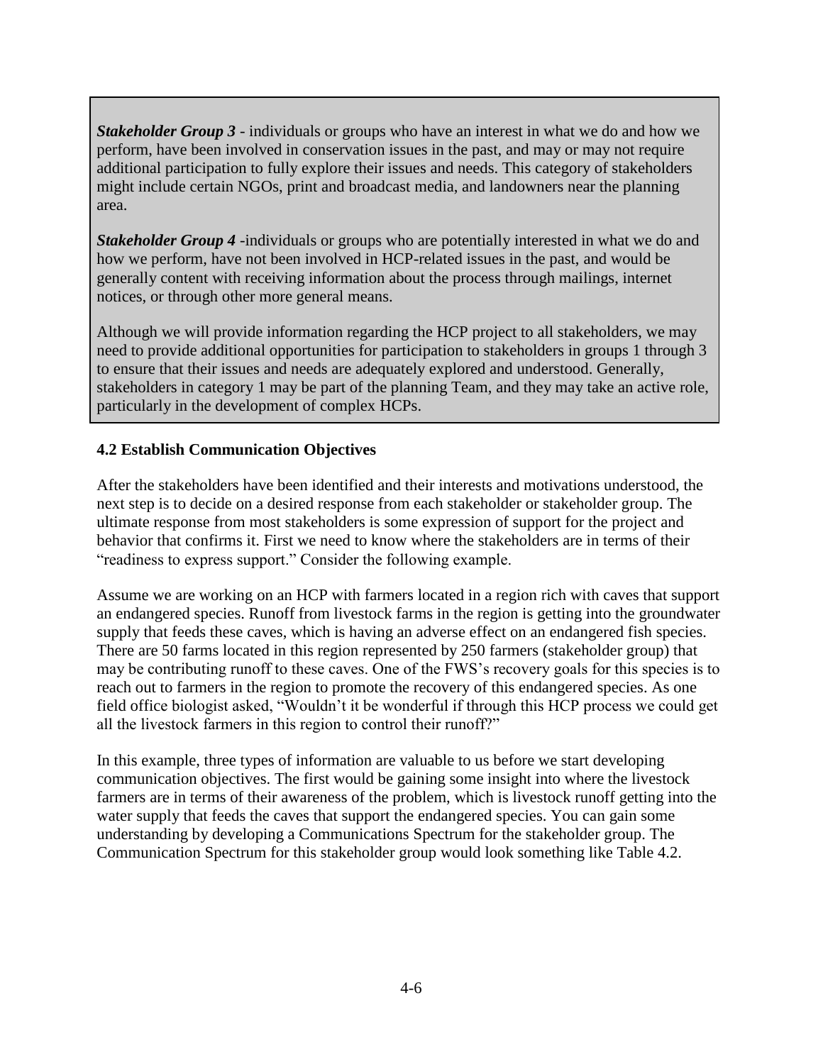***Stakeholder Group 3*** - individuals or groups who have an interest in what we do and how we perform, have been involved in conservation issues in the past, and may or may not require additional participation to fully explore their issues and needs. This category of stakeholders might include certain NGOs, print and broadcast media, and landowners near the planning area.

***Stakeholder Group 4*** -individuals or groups who are potentially interested in what we do and how we perform, have not been involved in HCP-related issues in the past, and would be generally content with receiving information about the process through mailings, internet notices, or through other more general means.

Although we will provide information regarding the HCP project to all stakeholders, we may need to provide additional opportunities for participation to stakeholders in groups 1 through 3 to ensure that their issues and needs are adequately explored and understood. Generally, stakeholders in category 1 may be part of the planning Team, and they may take an active role, particularly in the development of complex HCPs.

### 4.2 Establish Communication Objectives

After the stakeholders have been identified and their interests and motivations understood, the next step is to decide on a desired response from each stakeholder or stakeholder group. The ultimate response from most stakeholders is some expression of support for the project and behavior that confirms it. First we need to know where the stakeholders are in terms of their "readiness to express support." Consider the following example.

Assume we are working on an HCP with farmers located in a region rich with caves that support an endangered species. Runoff from livestock farms in the region is getting into the groundwater supply that feeds these caves, which is having an adverse effect on an endangered fish species. There are 50 farms located in this region represented by 250 farmers (stakeholder group) that may be contributing runoff to these caves. One of the FWS's recovery goals for this species is to reach out to farmers in the region to promote the recovery of this endangered species. As one field office biologist asked, "Wouldn't it be wonderful if through this HCP process we could get all the livestock farmers in this region to control their runoff?"

In this example, three types of information are valuable to us before we start developing communication objectives. The first would be gaining some insight into where the livestock farmers are in terms of their awareness of the problem, which is livestock runoff getting into the water supply that feeds the caves that support the endangered species. You can gain some understanding by developing a Communications Spectrum for the stakeholder group. The Communication Spectrum for this stakeholder group would look something like Table 4.2.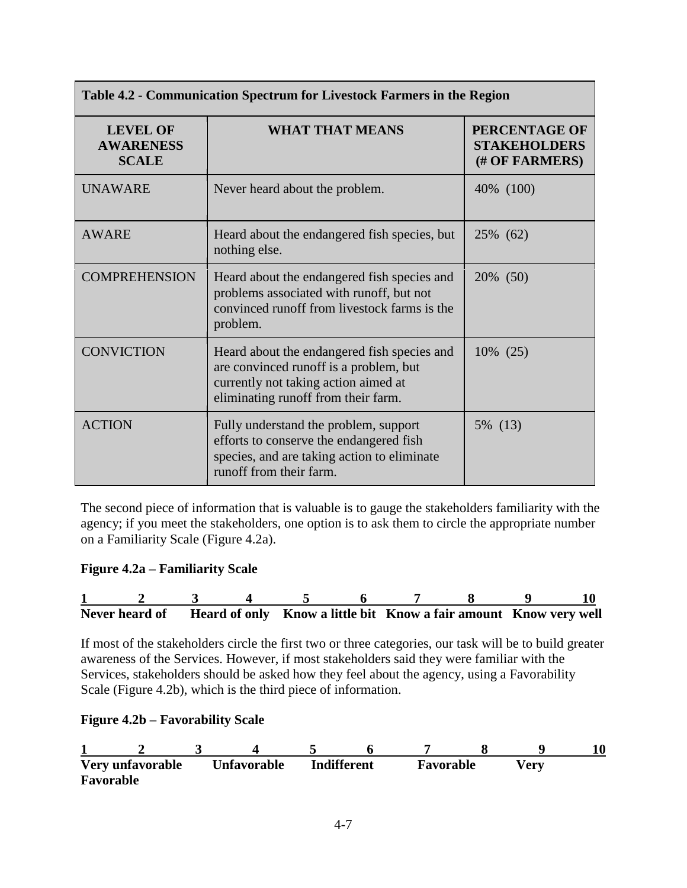| Table 4.2 - Communication Spectrum for Livestock Farmers in the Region | | |
|---|---|---|
| **LEVEL OF AWARENESS SCALE** | **WHAT THAT MEANS** | **PERCENTAGE OF STAKEHOLDERS (# OF FARMERS)** |
| UNAWARE | Never heard about the problem. | 40% (100) |
| AWARE | Heard about the endangered fish species, but nothing else. | 25% (62) |
| COMPREHENSION | Heard about the endangered fish species and problems associated with runoff, but not convinced runoff from livestock farms is the problem. | 20% (50) |
| CONVICTION | Heard about the endangered fish species and are convinced runoff is a problem, but currently not taking action aimed at eliminating runoff from their farm. | 10% (25) |
| ACTION | Fully understand the problem, support efforts to conserve the endangered fish species, and are taking action to eliminate runoff from their farm. | 5% (13) |

The second piece of information that is valuable is to gauge the stakeholders familiarity with the agency; if you meet the stakeholders, one option is to ask them to circle the appropriate number on a Familiarity Scale (Figure 4.2a).

**Figure 4.2a – Familiarity Scale**

| 1 | 2 | 3 | 4 | 5 | 6 | 7 | 8 | 9 | 10 |
|---|---|---|---|---|---|---|---|---|---|
| Never heard of | | Heard of only | | Know a little bit | | Know a fair amount | | Know very well | |

If most of the stakeholders circle the first two or three categories, our task will be to build greater awareness of the Services. However, if most stakeholders said they were familiar with the Services, stakeholders should be asked how they feel about the agency, using a Favorability Scale (Figure 4.2b), which is the third piece of information.

**Figure 4.2b – Favorability Scale**

| 1 | 2 | 3 | 4 | 5 | 6 | 7 | 8 | 9 | 10 |
|---|---|---|---|---|---|---|---|---|---|
| Very unfavorable | | Unfavorable | | Indifferent | | Favorable | | Very Favorable | |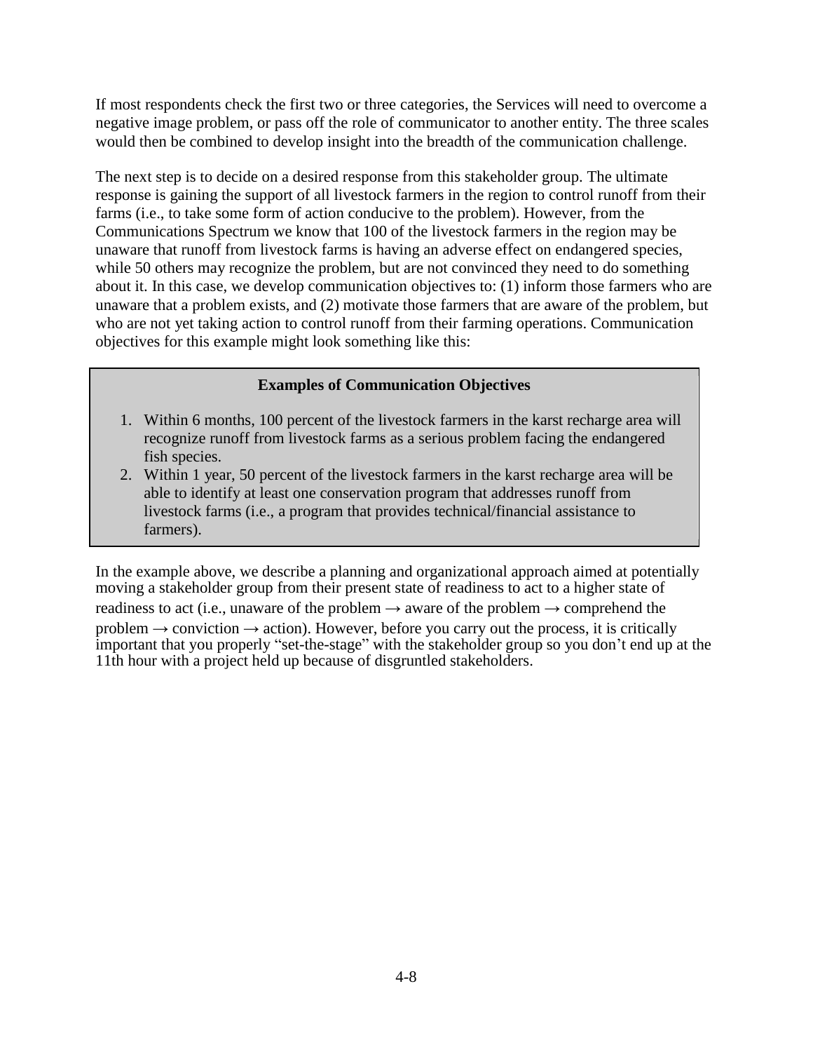If most respondents check the first two or three categories, the Services will need to overcome a negative image problem, or pass off the role of communicator to another entity. The three scales would then be combined to develop insight into the breadth of the communication challenge.

The next step is to decide on a desired response from this stakeholder group. The ultimate response is gaining the support of all livestock farmers in the region to control runoff from their farms (i.e., to take some form of action conducive to the problem). However, from the Communications Spectrum we know that 100 of the livestock farmers in the region may be unaware that runoff from livestock farms is having an adverse effect on endangered species, while 50 others may recognize the problem, but are not convinced they need to do something about it. In this case, we develop communication objectives to: (1) inform those farmers who are unaware that a problem exists, and (2) motivate those farmers that are aware of the problem, but who are not yet taking action to control runoff from their farming operations. Communication objectives for this example might look something like this:

**Examples of Communication Objectives**

1. Within 6 months, 100 percent of the livestock farmers in the karst recharge area will recognize runoff from livestock farms as a serious problem facing the endangered fish species.
2. Within 1 year, 50 percent of the livestock farmers in the karst recharge area will be able to identify at least one conservation program that addresses runoff from livestock farms (i.e., a program that provides technical/financial assistance to farmers).

In the example above, we describe a planning and organizational approach aimed at potentially moving a stakeholder group from their present state of readiness to act to a higher state of readiness to act (i.e., unaware of the problem → aware of the problem → comprehend the problem → conviction → action). However, before you carry out the process, it is critically important that you properly "set-the-stage" with the stakeholder group so you don't end up at the 11th hour with a project held up because of disgruntled stakeholders.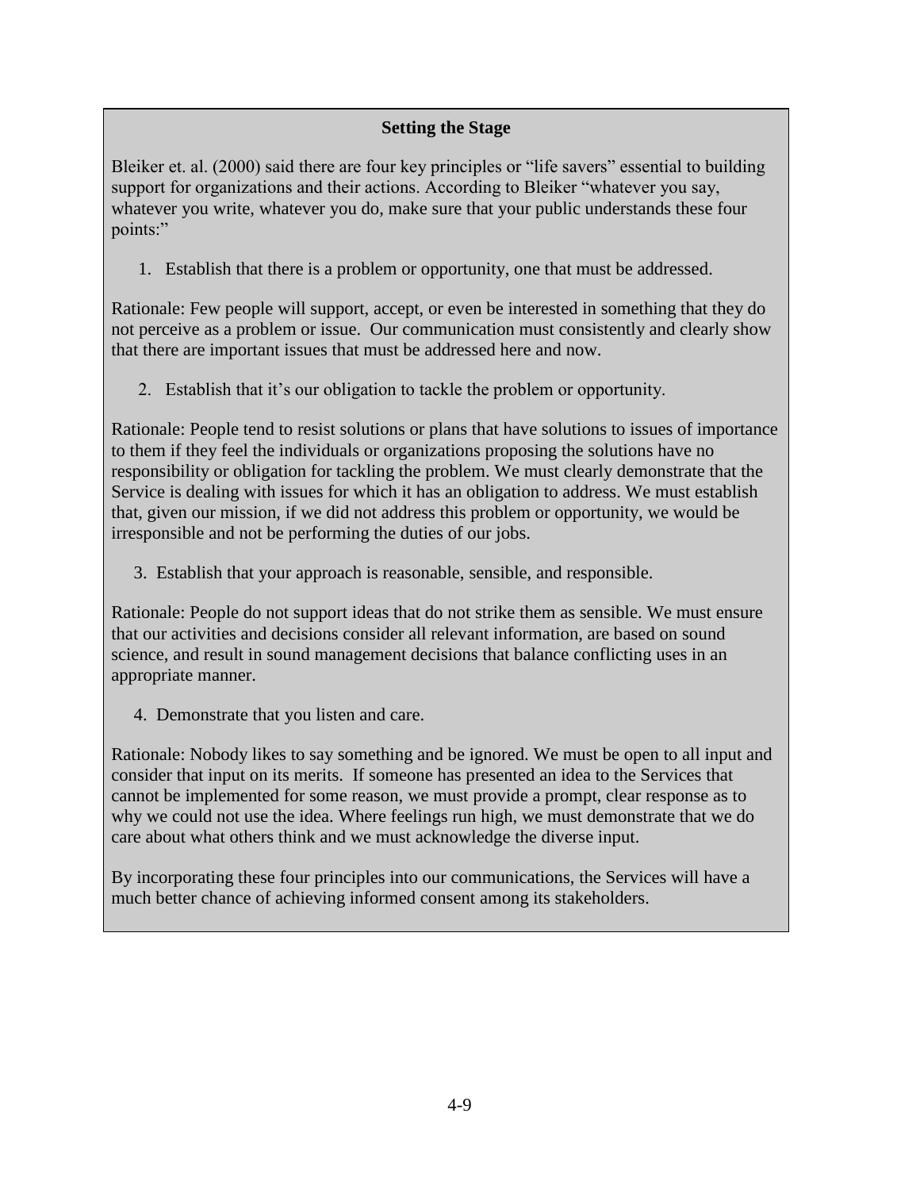### Setting the Stage

Bleiker et. al. (2000) said there are four key principles or "life savers" essential to building support for organizations and their actions. According to Bleiker "whatever you say, whatever you write, whatever you do, make sure that your public understands these four points:"

1. Establish that there is a problem or opportunity, one that must be addressed.

Rationale: Few people will support, accept, or even be interested in something that they do not perceive as a problem or issue. Our communication must consistently and clearly show that there are important issues that must be addressed here and now.

2. Establish that it's our obligation to tackle the problem or opportunity.

Rationale: People tend to resist solutions or plans that have solutions to issues of importance to them if they feel the individuals or organizations proposing the solutions have no responsibility or obligation for tackling the problem. We must clearly demonstrate that the Service is dealing with issues for which it has an obligation to address. We must establish that, given our mission, if we did not address this problem or opportunity, we would be irresponsible and not be performing the duties of our jobs.

3. Establish that your approach is reasonable, sensible, and responsible.

Rationale: People do not support ideas that do not strike them as sensible. We must ensure that our activities and decisions consider all relevant information, are based on sound science, and result in sound management decisions that balance conflicting uses in an appropriate manner.

4. Demonstrate that you listen and care.

Rationale: Nobody likes to say something and be ignored. We must be open to all input and consider that input on its merits. If someone has presented an idea to the Services that cannot be implemented for some reason, we must provide a prompt, clear response as to why we could not use the idea. Where feelings run high, we must demonstrate that we do care about what others think and we must acknowledge the diverse input.

By incorporating these four principles into our communications, the Services will have a much better chance of achieving informed consent among its stakeholders.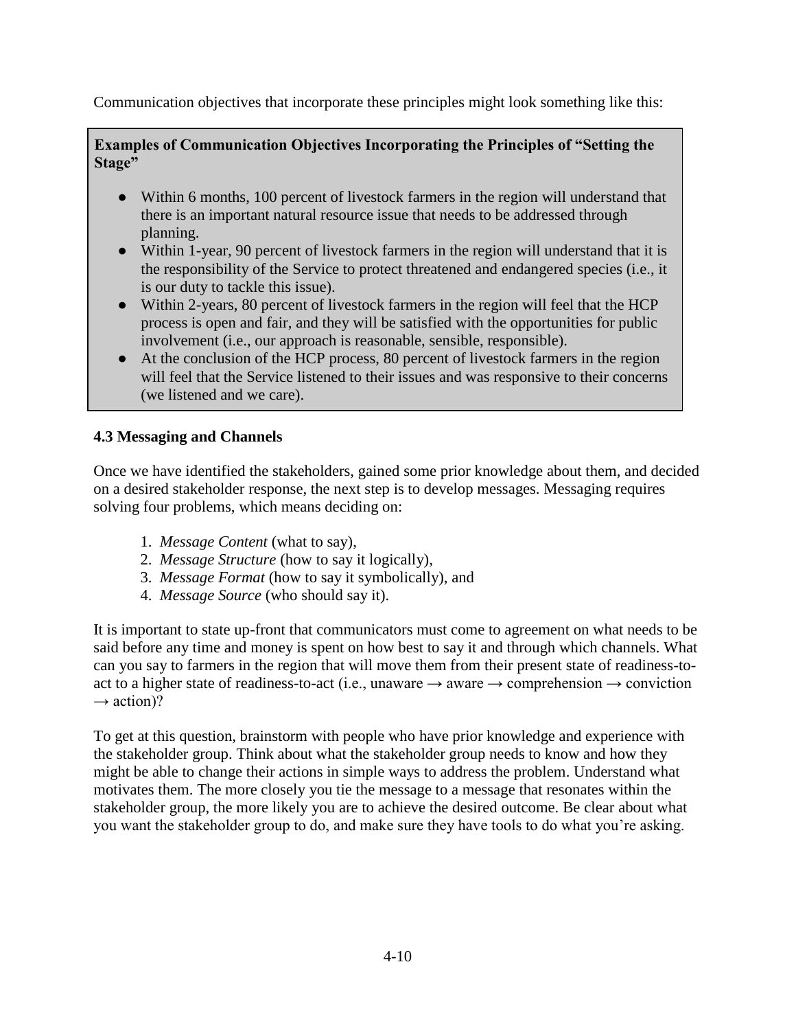Communication objectives that incorporate these principles might look something like this:

**Examples of Communication Objectives Incorporating the Principles of "Setting the Stage"**

- Within 6 months, 100 percent of livestock farmers in the region will understand that there is an important natural resource issue that needs to be addressed through planning.
- Within 1-year, 90 percent of livestock farmers in the region will understand that it is the responsibility of the Service to protect threatened and endangered species (i.e., it is our duty to tackle this issue).
- Within 2-years, 80 percent of livestock farmers in the region will feel that the HCP process is open and fair, and they will be satisfied with the opportunities for public involvement (i.e., our approach is reasonable, sensible, responsible).
- At the conclusion of the HCP process, 80 percent of livestock farmers in the region will feel that the Service listened to their issues and was responsive to their concerns (we listened and we care).

### 4.3 Messaging and Channels

Once we have identified the stakeholders, gained some prior knowledge about them, and decided on a desired stakeholder response, the next step is to develop messages. Messaging requires solving four problems, which means deciding on:

1. *Message Content* (what to say),
2. *Message Structure* (how to say it logically),
3. *Message Format* (how to say it symbolically), and
4. *Message Source* (who should say it).

It is important to state up-front that communicators must come to agreement on what needs to be said before any time and money is spent on how best to say it and through which channels. What can you say to farmers in the region that will move them from their present state of readiness-to-act to a higher state of readiness-to-act (i.e., unaware → aware → comprehension → conviction → action)?

To get at this question, brainstorm with people who have prior knowledge and experience with the stakeholder group. Think about what the stakeholder group needs to know and how they might be able to change their actions in simple ways to address the problem. Understand what motivates them. The more closely you tie the message to a message that resonates within the stakeholder group, the more likely you are to achieve the desired outcome. Be clear about what you want the stakeholder group to do, and make sure they have tools to do what you're asking.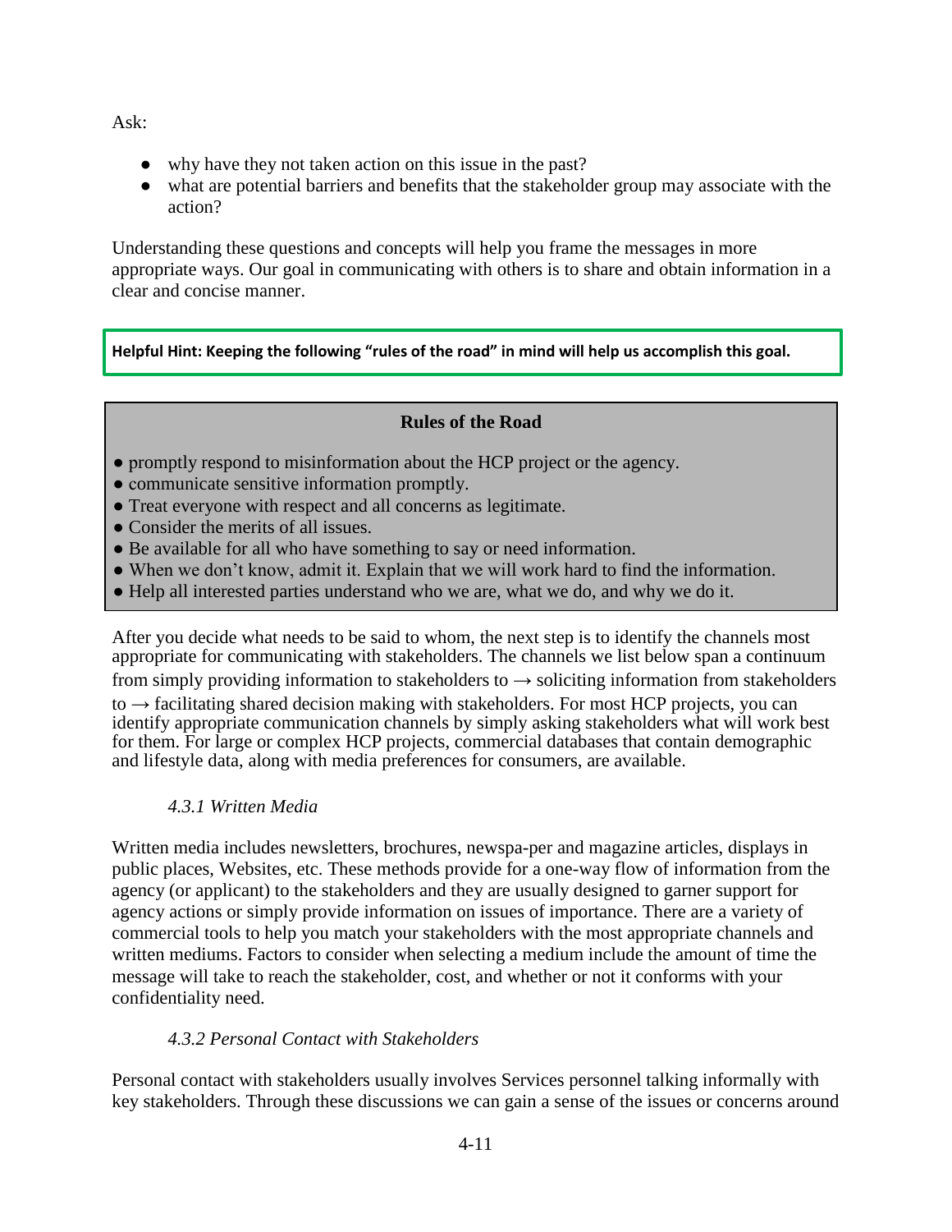Ask:

- why have they not taken action on this issue in the past?
- what are potential barriers and benefits that the stakeholder group may associate with the action?

Understanding these questions and concepts will help you frame the messages in more appropriate ways. Our goal in communicating with others is to share and obtain information in a clear and concise manner.

**Helpful Hint: Keeping the following "rules of the road" in mind will help us accomplish this goal.**

**Rules of the Road**

- promptly respond to misinformation about the HCP project or the agency.
- communicate sensitive information promptly.
- Treat everyone with respect and all concerns as legitimate.
- Consider the merits of all issues.
- Be available for all who have something to say or need information.
- When we don't know, admit it. Explain that we will work hard to find the information.
- Help all interested parties understand who we are, what we do, and why we do it.

After you decide what needs to be said to whom, the next step is to identify the channels most appropriate for communicating with stakeholders. The channels we list below span a continuum from simply providing information to stakeholders to → soliciting information from stakeholders to → facilitating shared decision making with stakeholders. For most HCP projects, you can identify appropriate communication channels by simply asking stakeholders what will work best for them. For large or complex HCP projects, commercial databases that contain demographic and lifestyle data, along with media preferences for consumers, are available.

*4.3.1 Written Media*

Written media includes newsletters, brochures, newspa-per and magazine articles, displays in public places, Websites, etc. These methods provide for a one-way flow of information from the agency (or applicant) to the stakeholders and they are usually designed to garner support for agency actions or simply provide information on issues of importance. There are a variety of commercial tools to help you match your stakeholders with the most appropriate channels and written mediums. Factors to consider when selecting a medium include the amount of time the message will take to reach the stakeholder, cost, and whether or not it conforms with your confidentiality need.

*4.3.2 Personal Contact with Stakeholders*

Personal contact with stakeholders usually involves Services personnel talking informally with key stakeholders. Through these discussions we can gain a sense of the issues or concerns around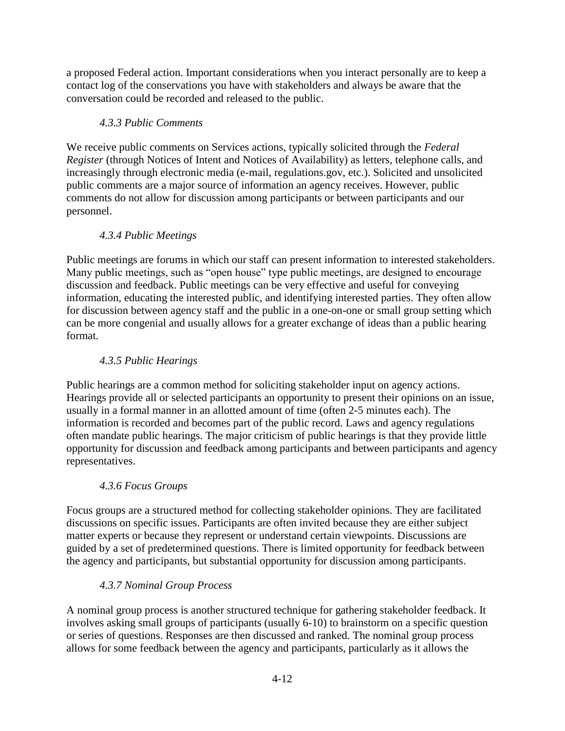a proposed Federal action. Important considerations when you interact personally are to keep a contact log of the conservations you have with stakeholders and always be aware that the conversation could be recorded and released to the public.

### *4.3.3 Public Comments*

We receive public comments on Services actions, typically solicited through the *Federal Register* (through Notices of Intent and Notices of Availability) as letters, telephone calls, and increasingly through electronic media (e-mail, regulations.gov, etc.). Solicited and unsolicited public comments are a major source of information an agency receives. However, public comments do not allow for discussion among participants or between participants and our personnel.

### *4.3.4 Public Meetings*

Public meetings are forums in which our staff can present information to interested stakeholders. Many public meetings, such as "open house" type public meetings, are designed to encourage discussion and feedback. Public meetings can be very effective and useful for conveying information, educating the interested public, and identifying interested parties. They often allow for discussion between agency staff and the public in a one-on-one or small group setting which can be more congenial and usually allows for a greater exchange of ideas than a public hearing format.

### *4.3.5 Public Hearings*

Public hearings are a common method for soliciting stakeholder input on agency actions. Hearings provide all or selected participants an opportunity to present their opinions on an issue, usually in a formal manner in an allotted amount of time (often 2-5 minutes each). The information is recorded and becomes part of the public record. Laws and agency regulations often mandate public hearings. The major criticism of public hearings is that they provide little opportunity for discussion and feedback among participants and between participants and agency representatives.

### *4.3.6 Focus Groups*

Focus groups are a structured method for collecting stakeholder opinions. They are facilitated discussions on specific issues. Participants are often invited because they are either subject matter experts or because they represent or understand certain viewpoints. Discussions are guided by a set of predetermined questions. There is limited opportunity for feedback between the agency and participants, but substantial opportunity for discussion among participants.

### *4.3.7 Nominal Group Process*

A nominal group process is another structured technique for gathering stakeholder feedback. It involves asking small groups of participants (usually 6-10) to brainstorm on a specific question or series of questions. Responses are then discussed and ranked. The nominal group process allows for some feedback between the agency and participants, particularly as it allows the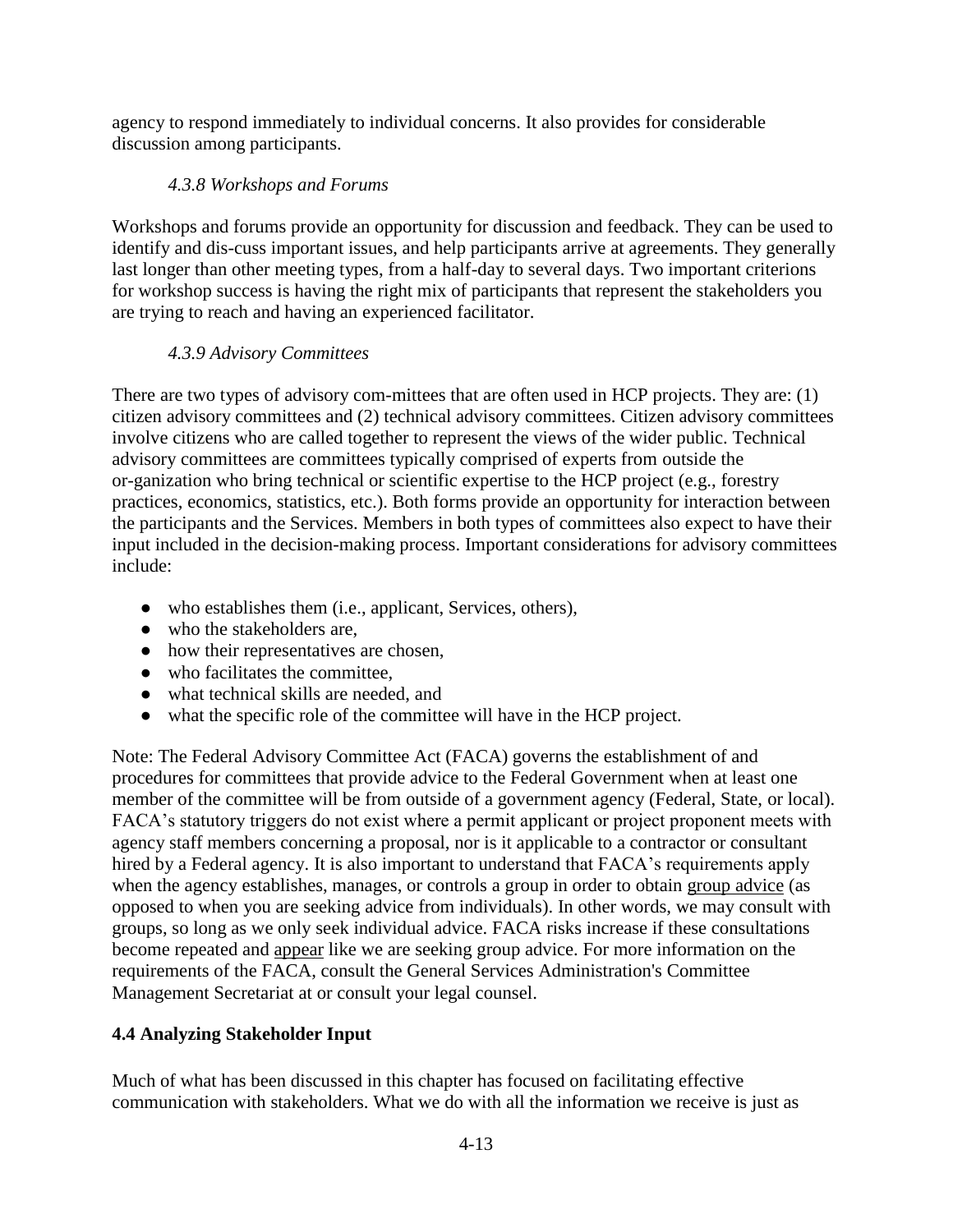agency to respond immediately to individual concerns. It also provides for considerable discussion among participants.

### *4.3.8 Workshops and Forums*

Workshops and forums provide an opportunity for discussion and feedback. They can be used to identify and dis-cuss important issues, and help participants arrive at agreements. They generally last longer than other meeting types, from a half-day to several days. Two important criterions for workshop success is having the right mix of participants that represent the stakeholders you are trying to reach and having an experienced facilitator.

### *4.3.9 Advisory Committees*

There are two types of advisory com-mittees that are often used in HCP projects. They are: (1) citizen advisory committees and (2) technical advisory committees. Citizen advisory committees involve citizens who are called together to represent the views of the wider public. Technical advisory committees are committees typically comprised of experts from outside the or-ganization who bring technical or scientific expertise to the HCP project (e.g., forestry practices, economics, statistics, etc.). Both forms provide an opportunity for interaction between the participants and the Services. Members in both types of committees also expect to have their input included in the decision-making process. Important considerations for advisory committees include:

- who establishes them (i.e., applicant, Services, others),
- who the stakeholders are,
- how their representatives are chosen,
- who facilitates the committee,
- what technical skills are needed, and
- what the specific role of the committee will have in the HCP project.

Note: The Federal Advisory Committee Act (FACA) governs the establishment of and procedures for committees that provide advice to the Federal Government when at least one member of the committee will be from outside of a government agency (Federal, State, or local). FACA's statutory triggers do not exist where a permit applicant or project proponent meets with agency staff members concerning a proposal, nor is it applicable to a contractor or consultant hired by a Federal agency. It is also important to understand that FACA's requirements apply when the agency establishes, manages, or controls a group in order to obtain <u>group advice</u> (as opposed to when you are seeking advice from individuals). In other words, we may consult with groups, so long as we only seek individual advice. FACA risks increase if these consultations become repeated and <u>appear</u> like we are seeking group advice. For more information on the requirements of the FACA, consult the General Services Administration's Committee Management Secretariat at or consult your legal counsel.

## **4.4 Analyzing Stakeholder Input**

Much of what has been discussed in this chapter has focused on facilitating effective communication with stakeholders. What we do with all the information we receive is just as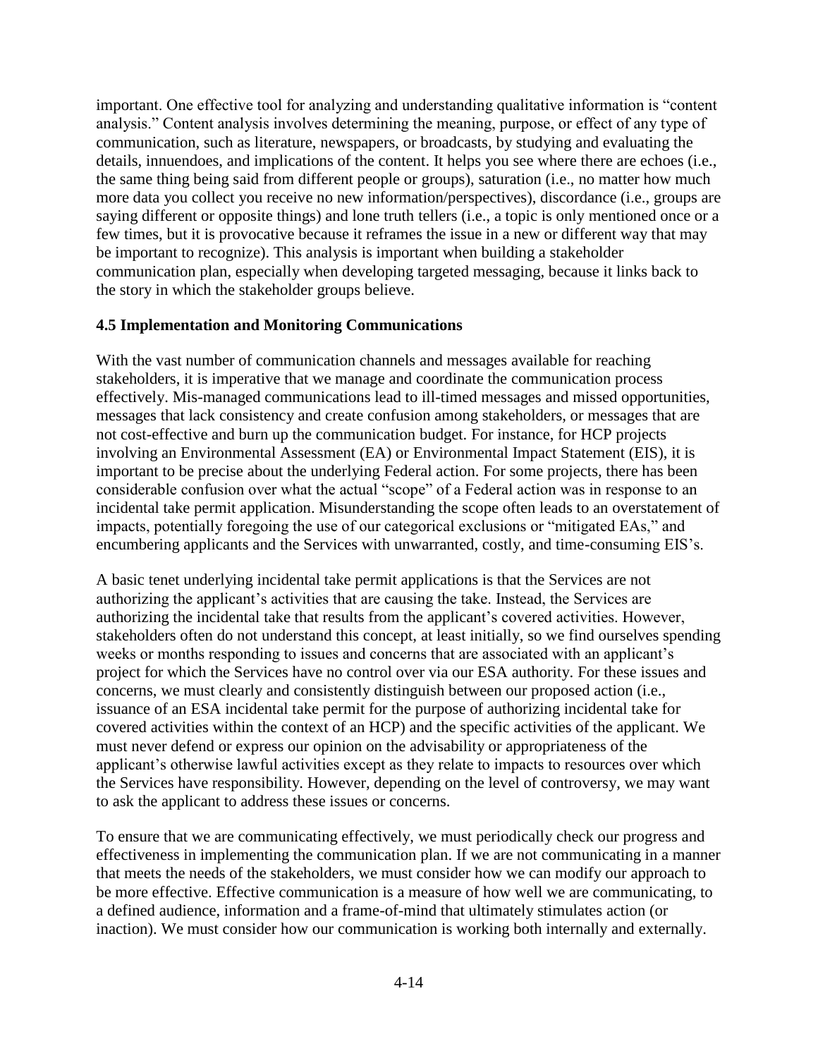important. One effective tool for analyzing and understanding qualitative information is "content analysis." Content analysis involves determining the meaning, purpose, or effect of any type of communication, such as literature, newspapers, or broadcasts, by studying and evaluating the details, innuendoes, and implications of the content. It helps you see where there are echoes (i.e., the same thing being said from different people or groups), saturation (i.e., no matter how much more data you collect you receive no new information/perspectives), discordance (i.e., groups are saying different or opposite things) and lone truth tellers (i.e., a topic is only mentioned once or a few times, but it is provocative because it reframes the issue in a new or different way that may be important to recognize). This analysis is important when building a stakeholder communication plan, especially when developing targeted messaging, because it links back to the story in which the stakeholder groups believe.

### 4.5 Implementation and Monitoring Communications

With the vast number of communication channels and messages available for reaching stakeholders, it is imperative that we manage and coordinate the communication process effectively. Mis-managed communications lead to ill-timed messages and missed opportunities, messages that lack consistency and create confusion among stakeholders, or messages that are not cost-effective and burn up the communication budget. For instance, for HCP projects involving an Environmental Assessment (EA) or Environmental Impact Statement (EIS), it is important to be precise about the underlying Federal action. For some projects, there has been considerable confusion over what the actual "scope" of a Federal action was in response to an incidental take permit application. Misunderstanding the scope often leads to an overstatement of impacts, potentially foregoing the use of our categorical exclusions or "mitigated EAs," and encumbering applicants and the Services with unwarranted, costly, and time-consuming EIS's.

A basic tenet underlying incidental take permit applications is that the Services are not authorizing the applicant's activities that are causing the take. Instead, the Services are authorizing the incidental take that results from the applicant's covered activities. However, stakeholders often do not understand this concept, at least initially, so we find ourselves spending weeks or months responding to issues and concerns that are associated with an applicant's project for which the Services have no control over via our ESA authority. For these issues and concerns, we must clearly and consistently distinguish between our proposed action (i.e., issuance of an ESA incidental take permit for the purpose of authorizing incidental take for covered activities within the context of an HCP) and the specific activities of the applicant. We must never defend or express our opinion on the advisability or appropriateness of the applicant's otherwise lawful activities except as they relate to impacts to resources over which the Services have responsibility. However, depending on the level of controversy, we may want to ask the applicant to address these issues or concerns.

To ensure that we are communicating effectively, we must periodically check our progress and effectiveness in implementing the communication plan. If we are not communicating in a manner that meets the needs of the stakeholders, we must consider how we can modify our approach to be more effective. Effective communication is a measure of how well we are communicating, to a defined audience, information and a frame-of-mind that ultimately stimulates action (or inaction). We must consider how our communication is working both internally and externally.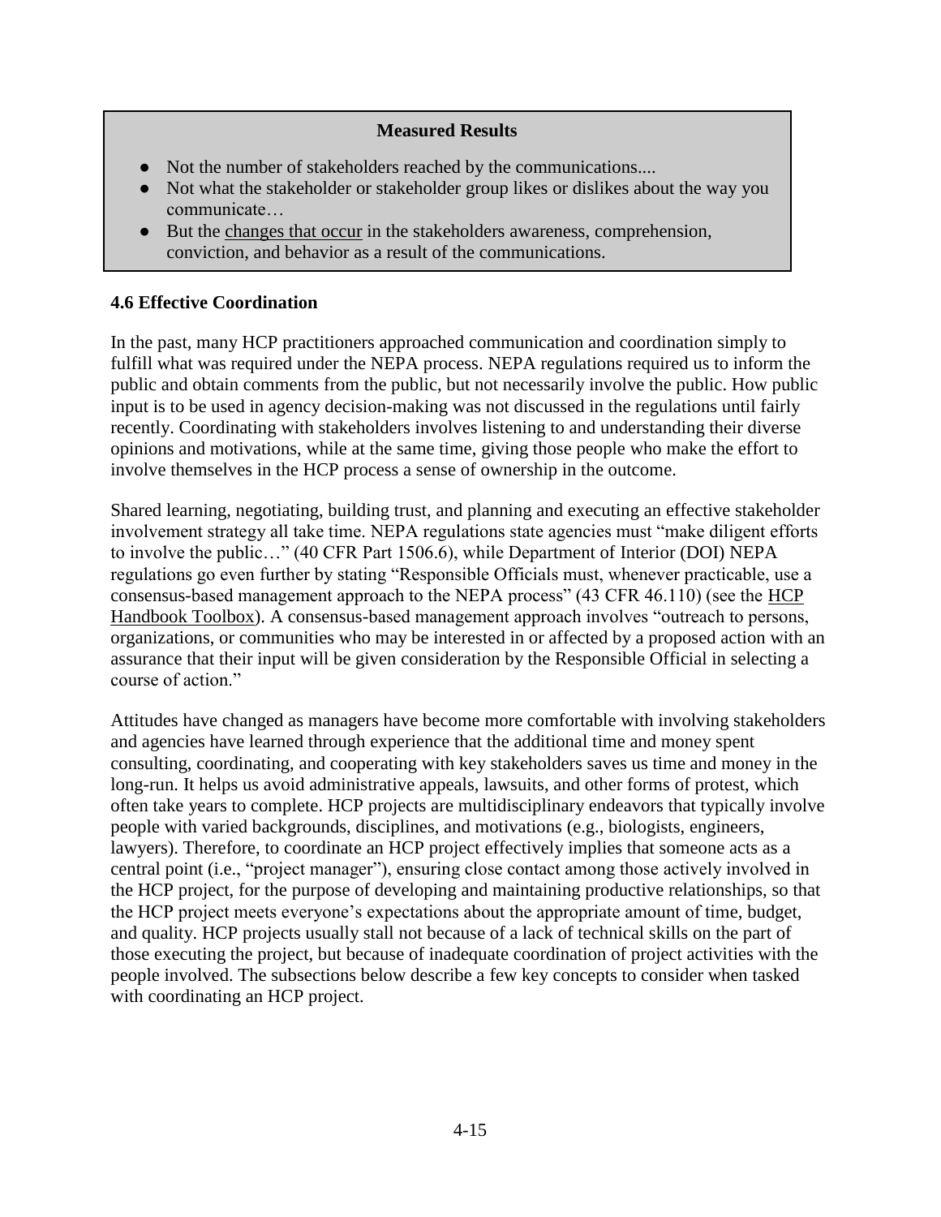**Measured Results**

- Not the number of stakeholders reached by the communications....
- Not what the stakeholder or stakeholder group likes or dislikes about the way you communicate…
- But the changes that occur in the stakeholders awareness, comprehension, conviction, and behavior as a result of the communications.

### 4.6 Effective Coordination

In the past, many HCP practitioners approached communication and coordination simply to fulfill what was required under the NEPA process. NEPA regulations required us to inform the public and obtain comments from the public, but not necessarily involve the public. How public input is to be used in agency decision-making was not discussed in the regulations until fairly recently. Coordinating with stakeholders involves listening to and understanding their diverse opinions and motivations, while at the same time, giving those people who make the effort to involve themselves in the HCP process a sense of ownership in the outcome.

Shared learning, negotiating, building trust, and planning and executing an effective stakeholder involvement strategy all take time. NEPA regulations state agencies must "make diligent efforts to involve the public…" (40 CFR Part 1506.6), while Department of Interior (DOI) NEPA regulations go even further by stating "Responsible Officials must, whenever practicable, use a consensus-based management approach to the NEPA process" (43 CFR 46.110) (see the HCP Handbook Toolbox). A consensus-based management approach involves "outreach to persons, organizations, or communities who may be interested in or affected by a proposed action with an assurance that their input will be given consideration by the Responsible Official in selecting a course of action."

Attitudes have changed as managers have become more comfortable with involving stakeholders and agencies have learned through experience that the additional time and money spent consulting, coordinating, and cooperating with key stakeholders saves us time and money in the long-run. It helps us avoid administrative appeals, lawsuits, and other forms of protest, which often take years to complete. HCP projects are multidisciplinary endeavors that typically involve people with varied backgrounds, disciplines, and motivations (e.g., biologists, engineers, lawyers). Therefore, to coordinate an HCP project effectively implies that someone acts as a central point (i.e., "project manager"), ensuring close contact among those actively involved in the HCP project, for the purpose of developing and maintaining productive relationships, so that the HCP project meets everyone's expectations about the appropriate amount of time, budget, and quality. HCP projects usually stall not because of a lack of technical skills on the part of those executing the project, but because of inadequate coordination of project activities with the people involved. The subsections below describe a few key concepts to consider when tasked with coordinating an HCP project.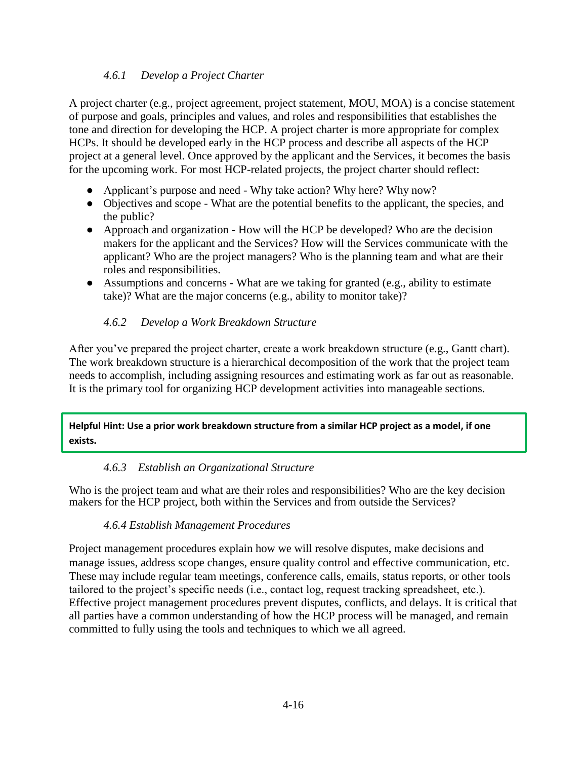#### *4.6.1 Develop a Project Charter*

A project charter (e.g., project agreement, project statement, MOU, MOA) is a concise statement of purpose and goals, principles and values, and roles and responsibilities that establishes the tone and direction for developing the HCP. A project charter is more appropriate for complex HCPs. It should be developed early in the HCP process and describe all aspects of the HCP project at a general level. Once approved by the applicant and the Services, it becomes the basis for the upcoming work. For most HCP-related projects, the project charter should reflect:

- Applicant's purpose and need - Why take action? Why here? Why now?
- Objectives and scope - What are the potential benefits to the applicant, the species, and the public?
- Approach and organization - How will the HCP be developed? Who are the decision makers for the applicant and the Services? How will the Services communicate with the applicant? Who are the project managers? Who is the planning team and what are their roles and responsibilities.
- Assumptions and concerns - What are we taking for granted (e.g., ability to estimate take)? What are the major concerns (e.g., ability to monitor take)?

#### *4.6.2 Develop a Work Breakdown Structure*

After you've prepared the project charter, create a work breakdown structure (e.g., Gantt chart). The work breakdown structure is a hierarchical decomposition of the work that the project team needs to accomplish, including assigning resources and estimating work as far out as reasonable. It is the primary tool for organizing HCP development activities into manageable sections.

**Helpful Hint: Use a prior work breakdown structure from a similar HCP project as a model, if one exists.**

#### *4.6.3 Establish an Organizational Structure*

Who is the project team and what are their roles and responsibilities? Who are the key decision makers for the HCP project, both within the Services and from outside the Services?

#### *4.6.4 Establish Management Procedures*

Project management procedures explain how we will resolve disputes, make decisions and manage issues, address scope changes, ensure quality control and effective communication, etc. These may include regular team meetings, conference calls, emails, status reports, or other tools tailored to the project's specific needs (i.e., contact log, request tracking spreadsheet, etc.). Effective project management procedures prevent disputes, conflicts, and delays. It is critical that all parties have a common understanding of how the HCP process will be managed, and remain committed to fully using the tools and techniques to which we all agreed.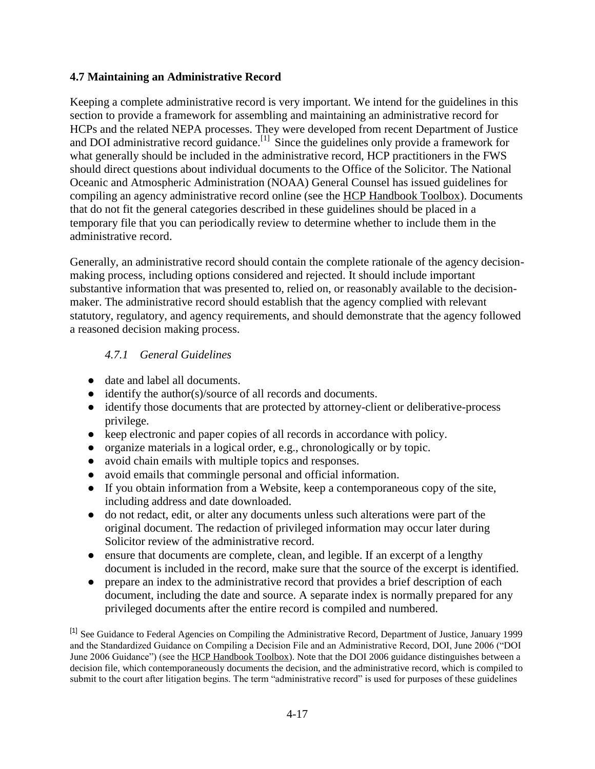## 4.7 Maintaining an Administrative Record

Keeping a complete administrative record is very important. We intend for the guidelines in this section to provide a framework for assembling and maintaining an administrative record for HCPs and the related NEPA processes. They were developed from recent Department of Justice and DOI administrative record guidance.[1] Since the guidelines only provide a framework for what generally should be included in the administrative record, HCP practitioners in the FWS should direct questions about individual documents to the Office of the Solicitor. The National Oceanic and Atmospheric Administration (NOAA) General Counsel has issued guidelines for compiling an agency administrative record online (see the HCP Handbook Toolbox). Documents that do not fit the general categories described in these guidelines should be placed in a temporary file that you can periodically review to determine whether to include them in the administrative record.

Generally, an administrative record should contain the complete rationale of the agency decision-making process, including options considered and rejected. It should include important substantive information that was presented to, relied on, or reasonably available to the decision-maker. The administrative record should establish that the agency complied with relevant statutory, regulatory, and agency requirements, and should demonstrate that the agency followed a reasoned decision making process.

### *4.7.1 General Guidelines*

- date and label all documents.
- identify the author(s)/source of all records and documents.
- identify those documents that are protected by attorney-client or deliberative-process privilege.
- keep electronic and paper copies of all records in accordance with policy.
- organize materials in a logical order, e.g., chronologically or by topic.
- avoid chain emails with multiple topics and responses.
- avoid emails that commingle personal and official information.
- If you obtain information from a Website, keep a contemporaneous copy of the site, including address and date downloaded.
- do not redact, edit, or alter any documents unless such alterations were part of the original document. The redaction of privileged information may occur later during Solicitor review of the administrative record.
- ensure that documents are complete, clean, and legible. If an excerpt of a lengthy document is included in the record, make sure that the source of the excerpt is identified.
- prepare an index to the administrative record that provides a brief description of each document, including the date and source. A separate index is normally prepared for any privileged documents after the entire record is compiled and numbered.

[1] See Guidance to Federal Agencies on Compiling the Administrative Record, Department of Justice, January 1999 and the Standardized Guidance on Compiling a Decision File and an Administrative Record, DOI, June 2006 ("DOI June 2006 Guidance") (see the HCP Handbook Toolbox). Note that the DOI 2006 guidance distinguishes between a decision file, which contemporaneously documents the decision, and the administrative record, which is compiled to submit to the court after litigation begins. The term "administrative record" is used for purposes of these guidelines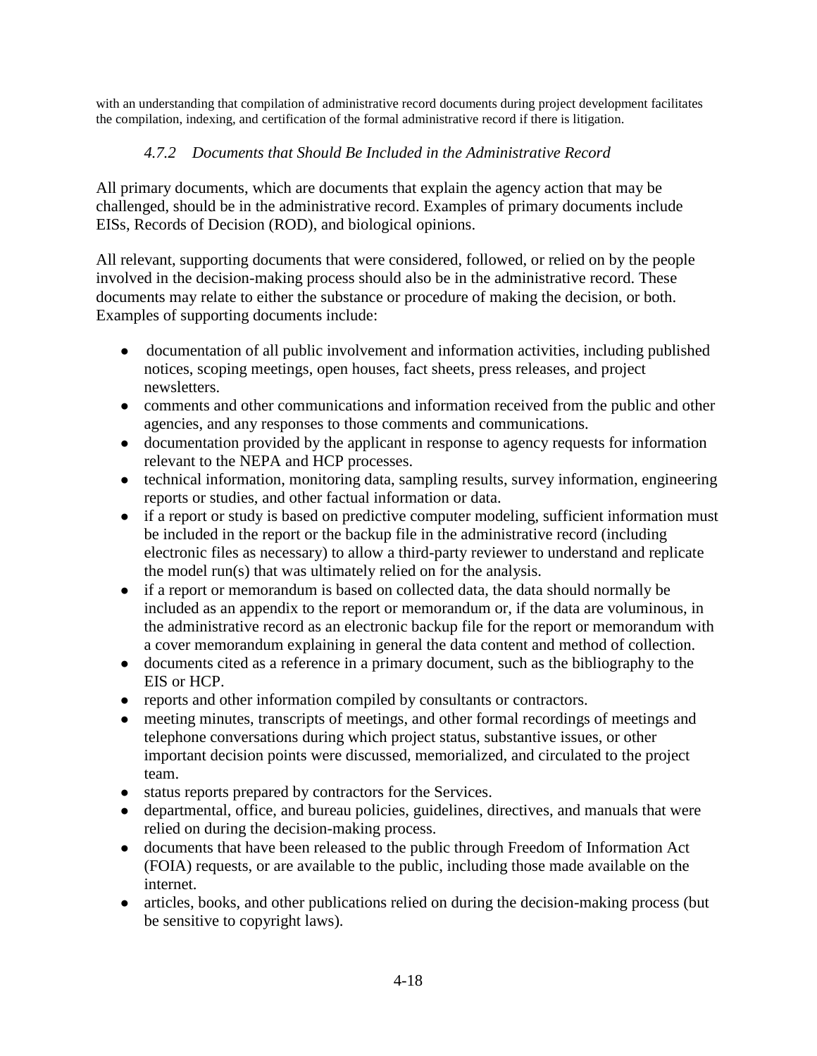with an understanding that compilation of administrative record documents during project development facilitates the compilation, indexing, and certification of the formal administrative record if there is litigation.

### *4.7.2 Documents that Should Be Included in the Administrative Record*

All primary documents, which are documents that explain the agency action that may be challenged, should be in the administrative record. Examples of primary documents include EISs, Records of Decision (ROD), and biological opinions.

All relevant, supporting documents that were considered, followed, or relied on by the people involved in the decision-making process should also be in the administrative record. These documents may relate to either the substance or procedure of making the decision, or both. Examples of supporting documents include:

- documentation of all public involvement and information activities, including published notices, scoping meetings, open houses, fact sheets, press releases, and project newsletters.
- comments and other communications and information received from the public and other agencies, and any responses to those comments and communications.
- documentation provided by the applicant in response to agency requests for information relevant to the NEPA and HCP processes.
- technical information, monitoring data, sampling results, survey information, engineering reports or studies, and other factual information or data.
- if a report or study is based on predictive computer modeling, sufficient information must be included in the report or the backup file in the administrative record (including electronic files as necessary) to allow a third-party reviewer to understand and replicate the model run(s) that was ultimately relied on for the analysis.
- if a report or memorandum is based on collected data, the data should normally be included as an appendix to the report or memorandum or, if the data are voluminous, in the administrative record as an electronic backup file for the report or memorandum with a cover memorandum explaining in general the data content and method of collection.
- documents cited as a reference in a primary document, such as the bibliography to the EIS or HCP.
- reports and other information compiled by consultants or contractors.
- meeting minutes, transcripts of meetings, and other formal recordings of meetings and telephone conversations during which project status, substantive issues, or other important decision points were discussed, memorialized, and circulated to the project team.
- status reports prepared by contractors for the Services.
- departmental, office, and bureau policies, guidelines, directives, and manuals that were relied on during the decision-making process.
- documents that have been released to the public through Freedom of Information Act (FOIA) requests, or are available to the public, including those made available on the internet.
- articles, books, and other publications relied on during the decision-making process (but be sensitive to copyright laws).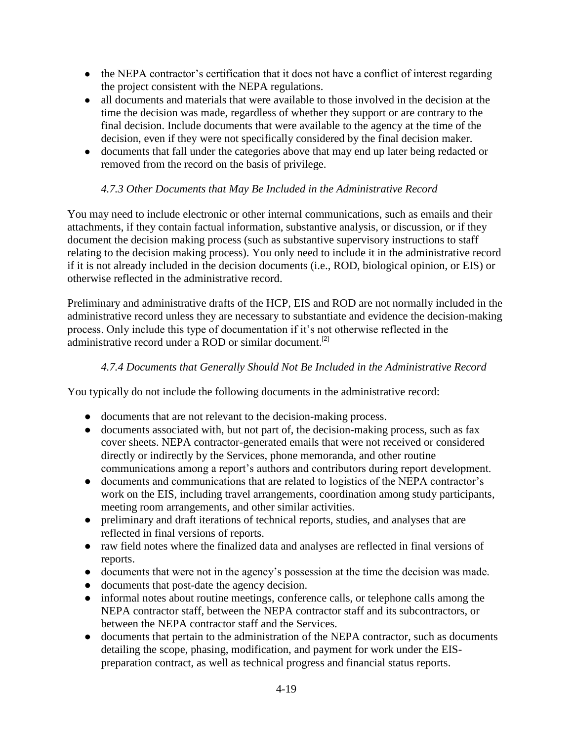- the NEPA contractor's certification that it does not have a conflict of interest regarding the project consistent with the NEPA regulations.
- all documents and materials that were available to those involved in the decision at the time the decision was made, regardless of whether they support or are contrary to the final decision. Include documents that were available to the agency at the time of the decision, even if they were not specifically considered by the final decision maker.
- documents that fall under the categories above that may end up later being redacted or removed from the record on the basis of privilege.

### *4.7.3 Other Documents that May Be Included in the Administrative Record*

You may need to include electronic or other internal communications, such as emails and their attachments, if they contain factual information, substantive analysis, or discussion, or if they document the decision making process (such as substantive supervisory instructions to staff relating to the decision making process). You only need to include it in the administrative record if it is not already included in the decision documents (i.e., ROD, biological opinion, or EIS) or otherwise reflected in the administrative record.

Preliminary and administrative drafts of the HCP, EIS and ROD are not normally included in the administrative record unless they are necessary to substantiate and evidence the decision-making process. Only include this type of documentation if it's not otherwise reflected in the administrative record under a ROD or similar document.[2]

### *4.7.4 Documents that Generally Should Not Be Included in the Administrative Record*

You typically do not include the following documents in the administrative record:

- documents that are not relevant to the decision-making process.
- documents associated with, but not part of, the decision-making process, such as fax cover sheets. NEPA contractor-generated emails that were not received or considered directly or indirectly by the Services, phone memoranda, and other routine communications among a report's authors and contributors during report development.
- documents and communications that are related to logistics of the NEPA contractor's work on the EIS, including travel arrangements, coordination among study participants, meeting room arrangements, and other similar activities.
- preliminary and draft iterations of technical reports, studies, and analyses that are reflected in final versions of reports.
- raw field notes where the finalized data and analyses are reflected in final versions of reports.
- documents that were not in the agency's possession at the time the decision was made.
- documents that post-date the agency decision.
- informal notes about routine meetings, conference calls, or telephone calls among the NEPA contractor staff, between the NEPA contractor staff and its subcontractors, or between the NEPA contractor staff and the Services.
- documents that pertain to the administration of the NEPA contractor, such as documents detailing the scope, phasing, modification, and payment for work under the EIS-preparation contract, as well as technical progress and financial status reports.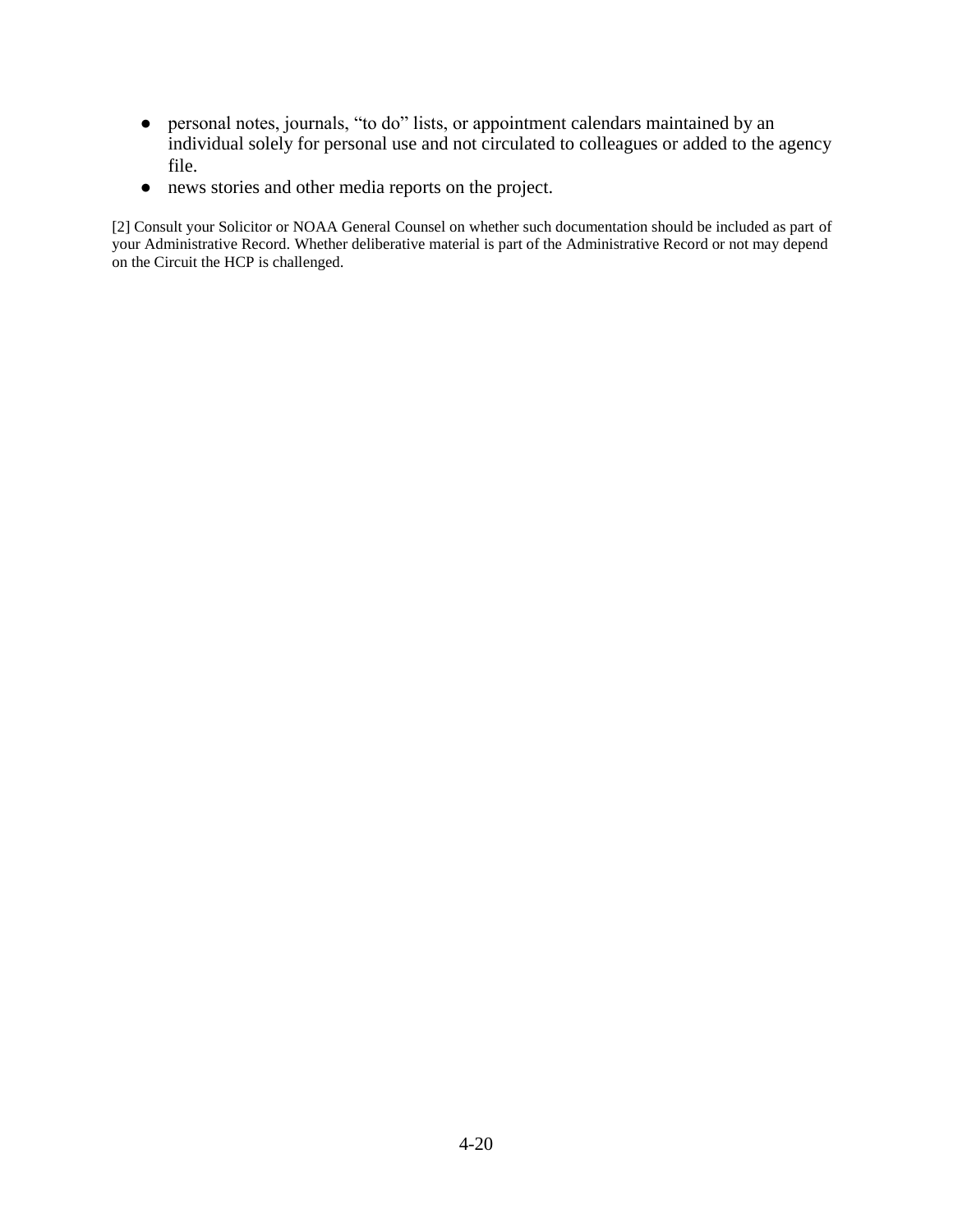- personal notes, journals, “to do” lists, or appointment calendars maintained by an individual solely for personal use and not circulated to colleagues or added to the agency file.
- news stories and other media reports on the project.

[2] Consult your Solicitor or NOAA General Counsel on whether such documentation should be included as part of your Administrative Record. Whether deliberative material is part of the Administrative Record or not may depend on the Circuit the HCP is challenged.